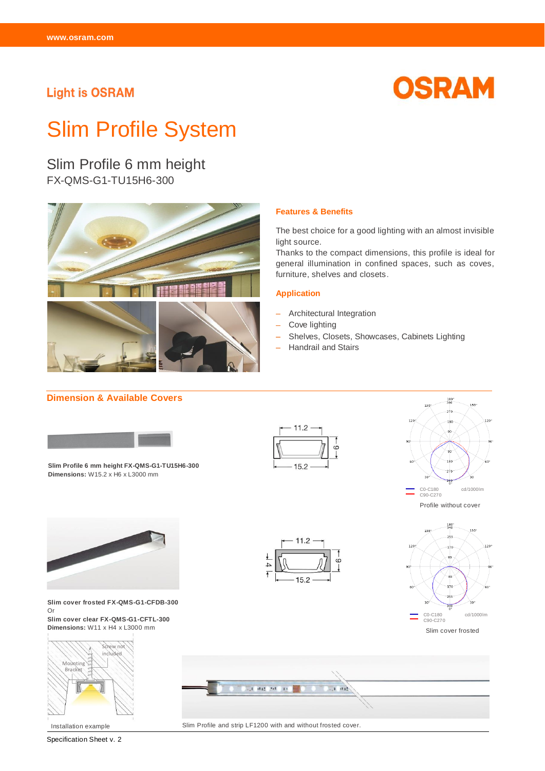Light is OSRAM

# Slim Profile System

## Slim Profile 6 mm height

FX-QMS-G1-TU15H6-300

### Features & Benefits

The best choice for a good lighting with an almost invisible light source.
Thanks to the compact dimensions, this profile is ideal for general illumination in confined spaces, such as coves, furniture, shelves and closets.

### Application

- Architectural Integration
- Cove lighting
- Shelves, Closets, Showcases, Cabinets Lighting
- Handrail and Stairs

### Dimension & Available Covers

**Slim Profile 6 mm height FX-QMS-G1-TU15H6-300**
**Dimensions:** W15.2 x H6 x L3000 mm

11.2
15.2
6

C0-C180 cd/1000lm
C90-C270

Profile without cover

**Slim cover frosted FX-QMS-G1-CFDB-300**
Or
**Slim cover clear FX-QMS-G1-CFTL-300**
**Dimensions:** W11 x H4 x L3000 mm

11.2
15.2
4
6

C0-C180 cd/1000lm
C90-C270

Slim cover frosted

Screw not included
Mounting Bracket

Installation example

Slim Profile and strip LF1200 with and without frosted cover.

Specification Sheet v. 2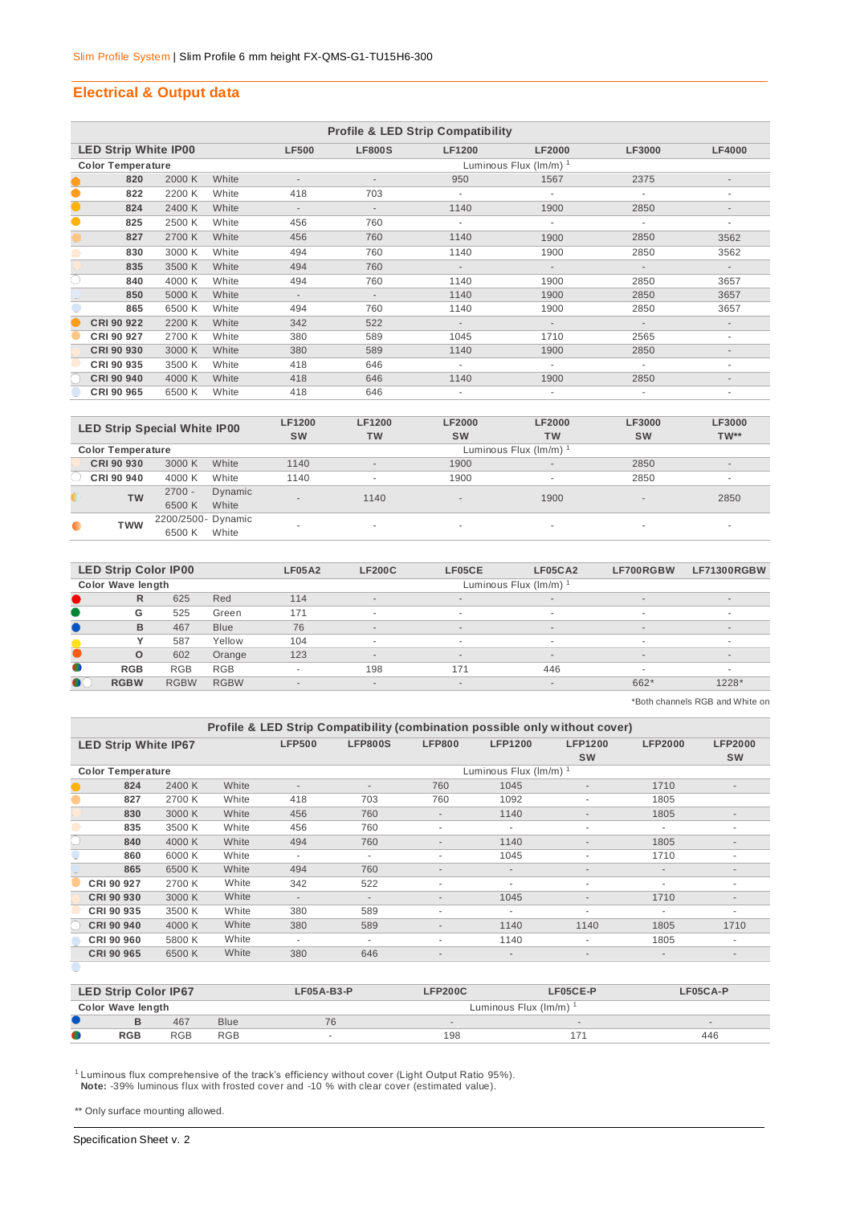## Electrical & Output data

**Profile & LED Strip Compatibility**

| LED Strip White IP00 | | | LF500 | LF800S | LF1200 | LF2000 | LF3000 | LF4000 |
|---|---|---|---|---|---|---|---|---|
| Color Temperature | | | Luminous Flux (lm/m) [1] | | | | | |
| 820 | 2000 K | White | - | - | 950 | 1567 | 2375 | - |
| 822 | 2200 K | White | 418 | 703 | - | - | - | - |
| 824 | 2400 K | White | - | - | 1140 | 1900 | 2850 | - |
| 825 | 2500 K | White | 456 | 760 | - | - | - | - |
| 827 | 2700 K | White | 456 | 760 | 1140 | 1900 | 2850 | 3562 |
| 830 | 3000 K | White | 494 | 760 | 1140 | 1900 | 2850 | 3562 |
| 835 | 3500 K | White | 494 | 760 | - | - | - | - |
| 840 | 4000 K | White | 494 | 760 | 1140 | 1900 | 2850 | 3657 |
| 850 | 5000 K | White | - | - | 1140 | 1900 | 2850 | 3657 |
| 865 | 6500 K | White | 494 | 760 | 1140 | 1900 | 2850 | 3657 |
| CRI 90 922 | 2200 K | White | 342 | 522 | - | - | - | - |
| CRI 90 927 | 2700 K | White | 380 | 589 | 1045 | 1710 | 2565 | - |
| CRI 90 930 | 3000 K | White | 380 | 589 | 1140 | 1900 | 2850 | - |
| CRI 90 935 | 3500 K | White | 418 | 646 | - | - | - | - |
| CRI 90 940 | 4000 K | White | 418 | 646 | 1140 | 1900 | 2850 | - |
| CRI 90 965 | 6500 K | White | 418 | 646 | - | - | - | - |

| LED Strip Special White IP00 | | | LF1200 SW | LF1200 TW | LF2000 SW | LF2000 TW | LF3000 SW | LF3000 TW** |
|---|---|---|---|---|---|---|---|---|
| Color Temperature | | | Luminous Flux (lm/m) [1] | | | | | |
| CRI 90 930 | 3000 K | White | 1140 | - | 1900 | - | 2850 | - |
| CRI 90 940 | 4000 K | White | 1140 | - | 1900 | - | 2850 | - |
| TW | 2700 - 6500 K | Dynamic White | - | 1140 | - | 1900 | - | 2850 |
| TWW | 2200/2500- 6500 K | Dynamic White | - | - | - | - | - | - |

| LED Strip Color IP00 | | | LF05A2 | LF200C | LF05CE | LF05CA2 | LF700RGBW | LF71300RGBW |
|---|---|---|---|---|---|---|---|---|
| Color Wave length | | | Luminous Flux (lm/m) [1] | | | | | |
| R | 625 | Red | 114 | - | - | - | - | - |
| G | 525 | Green | 171 | - | - | - | - | - |
| B | 467 | Blue | 76 | - | - | - | - | - |
| Y | 587 | Yellow | 104 | - | - | - | - | - |
| O | 602 | Orange | 123 | - | - | - | - | - |
| RGB | RGB | RGB | - | 198 | 171 | 446 | - | - |
| RGBW | RGBW | RGBW | - | - | - | - | 662* | 1228* |

*Both channels RGB and White on

**Profile & LED Strip Compatibility (combination possible only without cover)**

| LED Strip White IP67 | | | LFP500 | LFP800S | LFP800 | LFP1200 | LFP1200 SW | LFP2000 | LFP2000 SW |
|---|---|---|---|---|---|---|---|---|---|
| Color Temperature | | | Luminous Flux (lm/m) [1] | | | | | | |
| 824 | 2400 K | White | - | - | 760 | 1045 | - | 1710 | - |
| 827 | 2700 K | White | 418 | 703 | 760 | 1092 | - | 1805 | - |
| 830 | 3000 K | White | 456 | 760 | - | 1140 | - | 1805 | - |
| 835 | 3500 K | White | 456 | 760 | - | - | - | - | - |
| 840 | 4000 K | White | 494 | 760 | - | 1140 | - | 1805 | - |
| 860 | 6000 K | White | - | - | - | 1045 | - | 1710 | - |
| 865 | 6500 K | White | 494 | 760 | - | - | - | - | - |
| CRI 90 927 | 2700 K | White | 342 | 522 | - | - | - | - | - |
| CRI 90 930 | 3000 K | White | - | - | - | 1045 | - | 1710 | - |
| CRI 90 935 | 3500 K | White | 380 | 589 | - | - | - | - | - |
| CRI 90 940 | 4000 K | White | 380 | 589 | - | 1140 | 1140 | 1805 | 1710 |
| CRI 90 960 | 5800 K | White | - | - | - | 1140 | - | 1805 | - |
| CRI 90 965 | 6500 K | White | 380 | 646 | - | - | - | - | - |

| LED Strip Color IP67 | | | LF05A-B3-P | LFP200C | LF05CE-P | LF05CA-P |
|---|---|---|---|---|---|---|
| Color Wave length | | | Luminous Flux (lm/m) [1] | | | |
| B | 467 | Blue | 76 | - | - | - |
| RGB | RGB | RGB | - | 198 | 171 | 446 |

[1] Luminous flux comprehensive of the track's efficiency without cover (Light Output Ratio 95%).
**Note:** -39% luminous flux with frosted cover and -10 % with clear cover (estimated value).

** Only surface mounting allowed.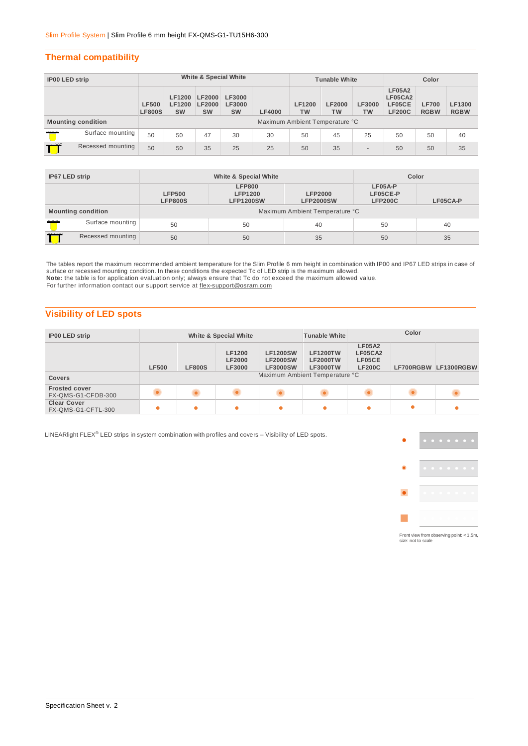## Thermal compatibility

| IP00 LED strip | White & Special White | | | | | Tunable White | | | Color | | |
|---|---|---|---|---|---|---|---|---|---|---|---|
| | LF500 LF800S | LF1200 LF1200 SW | LF2000 LF2000 SW | LF3000 LF3000 SW | LF4000 | LF1200 TW | LF2000 TW | LF3000 TW | LF05A2 LF05CA2 LF05CE LF200C | LF700 RGBW | LF1300 RGBW |
| **Mounting condition** | Maximum Ambient Temperature °C | | | | | | | | | | |
| Surface mounting | 50 | 50 | 47 | 30 | 30 | 50 | 45 | 25 | 50 | 50 | 40 |
| Recessed mounting | 50 | 50 | 35 | 25 | 25 | 50 | 35 | - | 50 | 50 | 35 |

| IP67 LED strip | White & Special White | | | Color | |
|---|---|---|---|---|---|
| | LFP500 LFP800S | LFP800 LFP1200 LFP1200SW | LFP2000 LFP2000SW | LF05A-P LF05CE-P LFP200C | LF05CA-P |
| **Mounting condition** | Maximum Ambient Temperature °C | | | | |
| Surface mounting | 50 | 50 | 40 | 50 | 40 |
| Recessed mounting | 50 | 50 | 35 | 50 | 35 |

The tables report the maximum recommended ambient temperature for the Slim Profile 6 mm height in combination with IP00 and IP67 LED strips in case of surface or recessed mounting condition. In these conditions the expected Tc of LED strip is the maximum allowed.
**Note:** the table is for application evaluation only; always ensure that Tc do not exceed the maximum allowed value.
For further information contact our support service at flex-support@osram.com

## Visibility of LED spots

| IP00 LED strip | White & Special White | | | | Tunable White | Color | | |
|---|---|---|---|---|---|---|---|---|
| | LF500 | LF800S | LF1200 LF2000 LF3000 | LF1200SW LF2000SW LF3000SW | LF1200TW LF2000TW LF3000TW | LF05A2 LF05CA2 LF05CE LF200C | LF700RGBW | LF1300RGBW |
| **Covers** | Maximum Ambient Temperature °C | | | | | | | |
| **Frosted cover** FX-QMS-G1-CFDB-300 | ● | ● | ● | ● | ● | ● | ● | ● |
| **Clear Cover** FX-QMS-G1-CFTL-300 | ● | ● | ● | ● | ● | ● | ● | ● |

LINEARlight FLEX® LED strips in system combination with profiles and covers – Visibility of LED spots.

Front view from observing point: < 1.5m, size: not to scale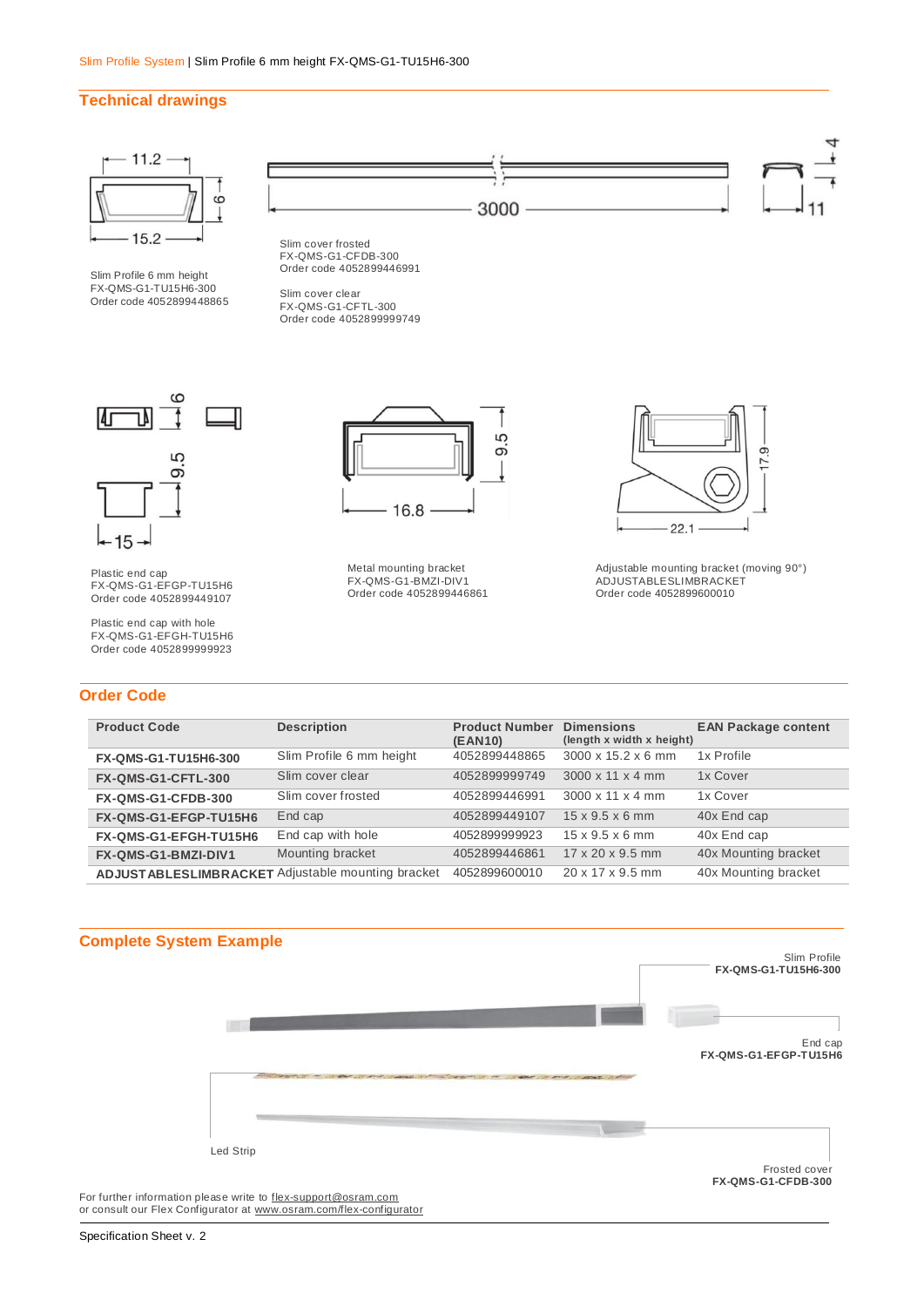Slim Profile System | Slim Profile 6 mm height FX-QMS-G1-TU15H6-300

## Technical drawings

Slim Profile 6 mm height
FX-QMS-G1-TU15H6-300
Order code 4052899448865

Slim cover frosted
FX-QMS-G1-CFDB-300
Order code 4052899446991

Slim cover clear
FX-QMS-G1-CFTL-300
Order code 4052899999749

Plastic end cap
FX-QMS-G1-EFGP-TU15H6
Order code 4052899449107

Plastic end cap with hole
FX-QMS-G1-EFGH-TU15H6
Order code 4052899999923

Metal mounting bracket
FX-QMS-G1-BMZI-DIV1
Order code 4052899446861

Adjustable mounting bracket (moving 90°)
ADJUSTABLESLIMBRACKET
Order code 4052899600010

## Order Code

| Product Code | Description | Product Number (EAN10) | Dimensions (length x width x height) | EAN Package content |
|---|---|---|---|---|
| **FX-QMS-G1-TU15H6-300** | Slim Profile 6 mm height | 4052899448865 | 3000 x 15.2 x 6 mm | 1x Profile |
| **FX-QMS-G1-CFTL-300** | Slim cover clear | 4052899999749 | 3000 x 11 x 4 mm | 1x Cover |
| **FX-QMS-G1-CFDB-300** | Slim cover frosted | 4052899446991 | 3000 x 11 x 4 mm | 1x Cover |
| **FX-QMS-G1-EFGP-TU15H6** | End cap | 4052899449107 | 15 x 9.5 x 6 mm | 40x End cap |
| **FX-QMS-G1-EFGH-TU15H6** | End cap with hole | 4052899999923 | 15 x 9.5 x 6 mm | 40x End cap |
| **FX-QMS-G1-BMZI-DIV1** | Mounting bracket | 4052899446861 | 17 x 20 x 9.5 mm | 40x Mounting bracket |
| **ADJUSTABLESLIMBRACKET** | Adjustable mounting bracket | 4052899600010 | 20 x 17 x 9.5 mm | 40x Mounting bracket |

## Complete System Example

Slim Profile
**FX-QMS-G1-TU15H6-300**

End cap
**FX-QMS-G1-EFGP-TU15H6**

Led Strip

Frosted cover
**FX-QMS-G1-CFDB-300**

For further information please write to flex-support@osram.com
or consult our Flex Configurator at www.osram.com/flex-configurator

Specification Sheet v. 2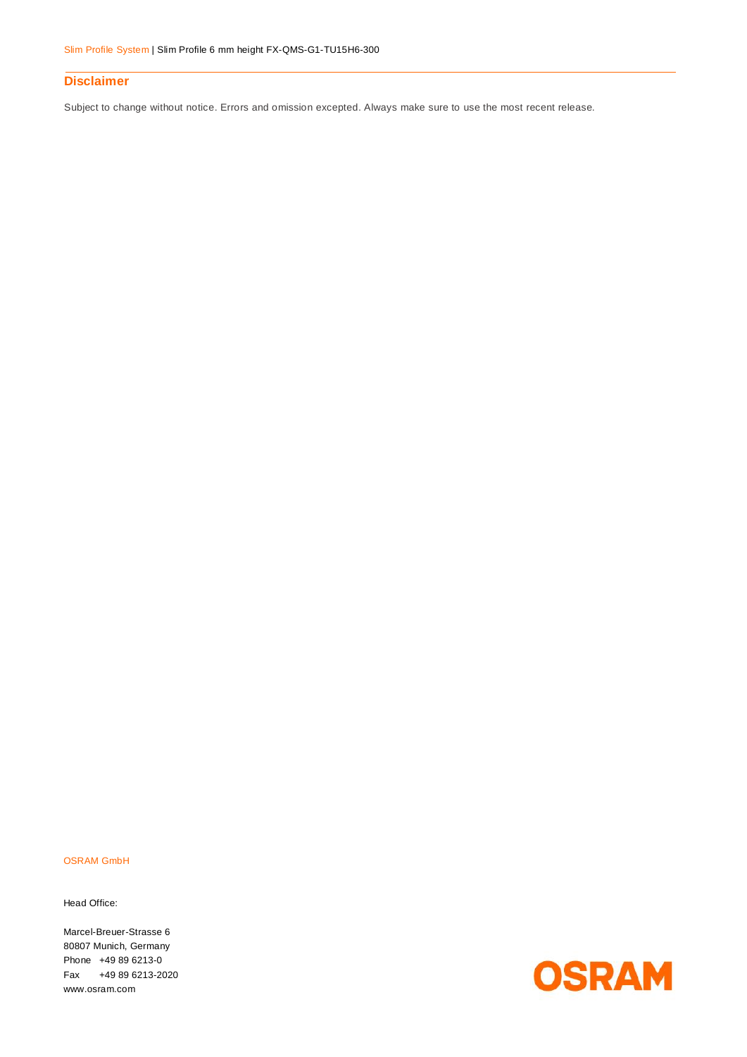## Disclaimer

Subject to change without notice. Errors and omission excepted. Always make sure to use the most recent release.

OSRAM GmbH

Head Office:

Marcel-Breuer-Strasse 6
80807 Munich, Germany
Phone +49 89 6213-0
Fax +49 89 6213-2020
www.osram.com